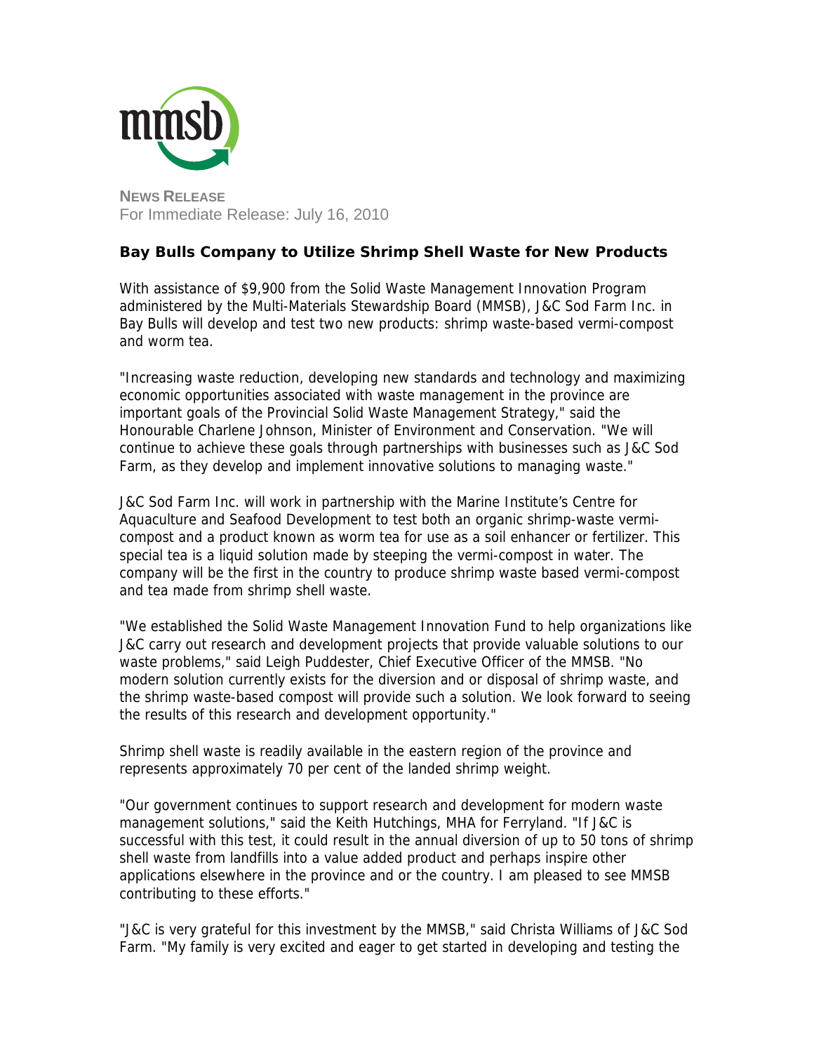**NEWS RELEASE**
For Immediate Release: July 16, 2010

## Bay Bulls Company to Utilize Shrimp Shell Waste for New Products

With assistance of $9,900 from the Solid Waste Management Innovation Program administered by the Multi-Materials Stewardship Board (MMSB), J&C Sod Farm Inc. in Bay Bulls will develop and test two new products: shrimp waste-based vermi-compost and worm tea.

"Increasing waste reduction, developing new standards and technology and maximizing economic opportunities associated with waste management in the province are important goals of the Provincial Solid Waste Management Strategy," said the Honourable Charlene Johnson, Minister of Environment and Conservation. "We will continue to achieve these goals through partnerships with businesses such as J&C Sod Farm, as they develop and implement innovative solutions to managing waste."

J&C Sod Farm Inc. will work in partnership with the Marine Institute's Centre for Aquaculture and Seafood Development to test both an organic shrimp-waste vermi-compost and a product known as worm tea for use as a soil enhancer or fertilizer. This special tea is a liquid solution made by steeping the vermi-compost in water. The company will be the first in the country to produce shrimp waste based vermi-compost and tea made from shrimp shell waste.

"We established the Solid Waste Management Innovation Fund to help organizations like J&C carry out research and development projects that provide valuable solutions to our waste problems," said Leigh Puddester, Chief Executive Officer of the MMSB. "No modern solution currently exists for the diversion and or disposal of shrimp waste, and the shrimp waste-based compost will provide such a solution. We look forward to seeing the results of this research and development opportunity."

Shrimp shell waste is readily available in the eastern region of the province and represents approximately 70 per cent of the landed shrimp weight.

"Our government continues to support research and development for modern waste management solutions," said the Keith Hutchings, MHA for Ferryland. "If J&C is successful with this test, it could result in the annual diversion of up to 50 tons of shrimp shell waste from landfills into a value added product and perhaps inspire other applications elsewhere in the province and or the country. I am pleased to see MMSB contributing to these efforts."

"J&C is very grateful for this investment by the MMSB," said Christa Williams of J&C Sod Farm. "My family is very excited and eager to get started in developing and testing the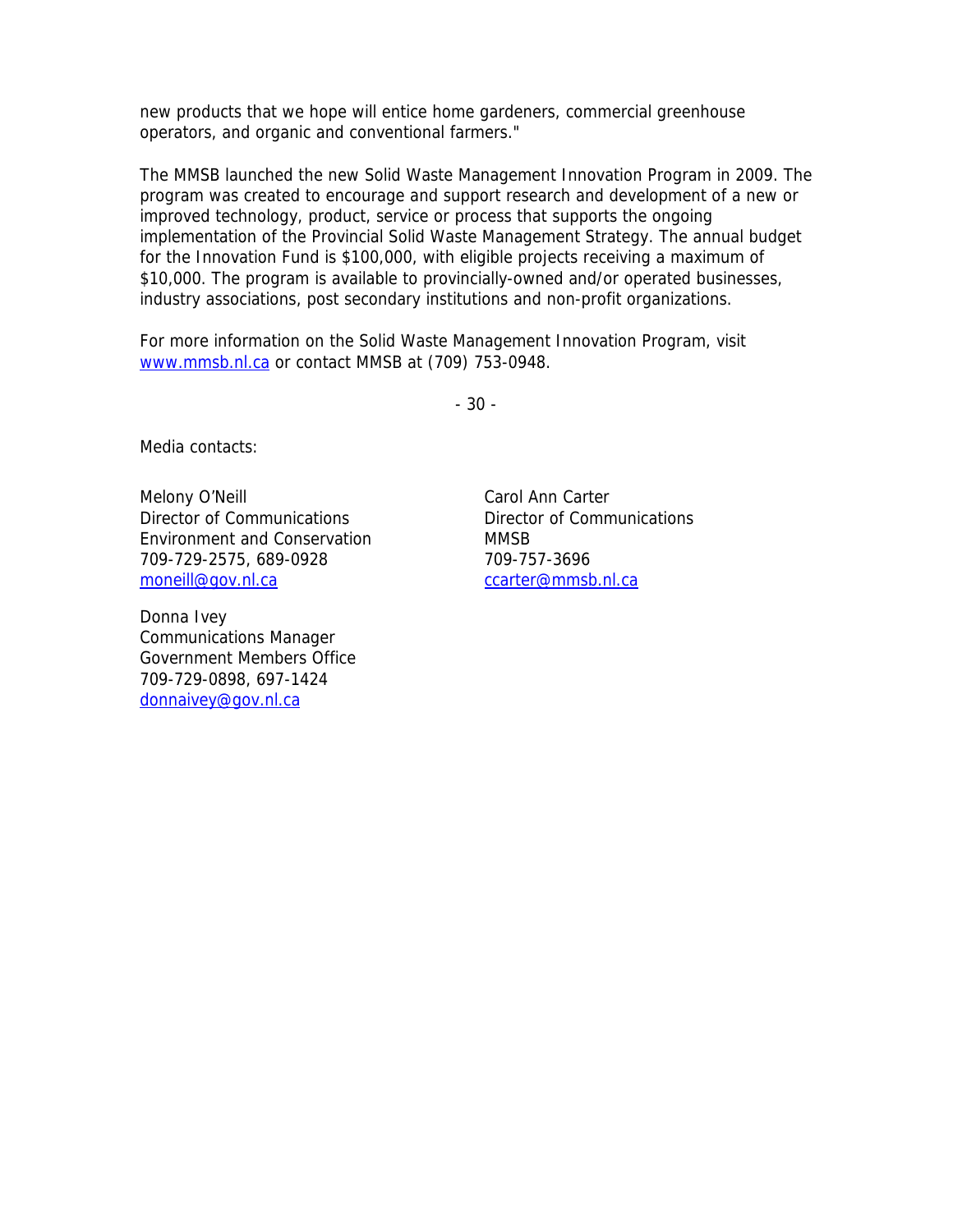new products that we hope will entice home gardeners, commercial greenhouse operators, and organic and conventional farmers."

The MMSB launched the new Solid Waste Management Innovation Program in 2009. The program was created to encourage and support research and development of a new or improved technology, product, service or process that supports the ongoing implementation of the Provincial Solid Waste Management Strategy. The annual budget for the Innovation Fund is $100,000, with eligible projects receiving a maximum of $10,000. The program is available to provincially-owned and/or operated businesses, industry associations, post secondary institutions and non-profit organizations.

For more information on the Solid Waste Management Innovation Program, visit www.mmsb.nl.ca or contact MMSB at (709) 753-0948.

- 30 -

Media contacts:

Melony O'Neill
Director of Communications
Environment and Conservation
709-729-2575, 689-0928
moneill@gov.nl.ca

Carol Ann Carter
Director of Communications
MMSB
709-757-3696
ccarter@mmsb.nl.ca

Donna Ivey
Communications Manager
Government Members Office
709-729-0898, 697-1424
donnaivey@gov.nl.ca